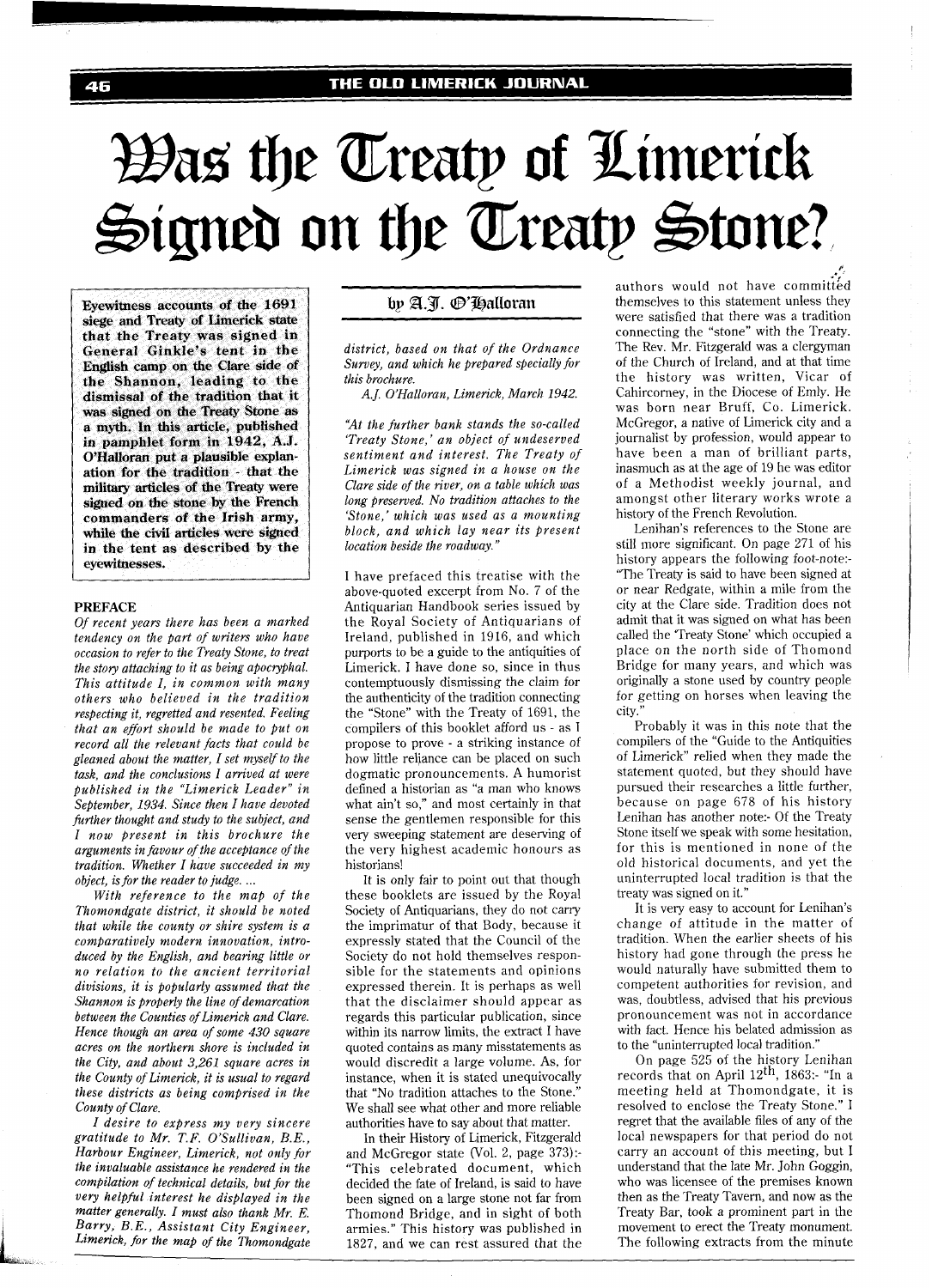# Was the Treaty of Limerick Signed on the Treaty Stone?

**Eyewitness accounts of the 1691 siege and Treaty of Limerick state that the Treaty was signed in General Ginkle's tent in the English camp on the Clare side of the Shannon, leading to the dismissal of the tradition that it was signed on the Treaty Stone as a myth. In this article, published in pamphlet form in 1942, A.J. O'Halloran put a plausible explanation for the tradition - that the military articles of the Treaty were signed on the stone by the French commanders of the Irish army, while the civil articles were signed in the tent as described by the eyewitnesses.**

by A.J. O'Halloran

## PREFACE

*Of recent years there has been a marked tendency on the part of writers who have occasion to refer to the Treaty Stone, to treat the story attaching to it as being apocryphal. This attitude I, in common with many others who believed in the tradition respecting it, regretted and resented. Feeling that an effort should be made to put on record all the relevant facts that could be gleaned about the matter, I set myself to the task, and the conclusions I arrived at were published in the "Limerick Leader" in September, 1934. Since then I have devoted further thought and study to the subject, and I now present in this brochure the arguments in favour of the acceptance of the tradition. Whether I have succeeded in my object, is for the reader to judge. ...*

*With reference to the map of the Thomondgate district, it should be noted that while the county or shire system is a comparatively modern innovation, introduced by the English, and bearing little or no relation to the ancient territorial divisions, it is popularly assumed that the Shannon is properly the line of demarcation between the Counties of Limerick and Clare. Hence though an area of some 430 square acres on the northern shore is included in the City, and about 3,261 square acres in the County of Limerick, it is usual to regard these districts as being comprised in the County of Clare.*

*I desire to express my very sincere gratitude to Mr. T.F. O'Sullivan, B.E., Harbour Engineer, Limerick, not only for the invaluable assistance he rendered in the compilation of technical details, but for the very helpful interest he displayed in the matter generally. I must also thank Mr. E. Barry, B.E., Assistant City Engineer, Limerick, for the map of the Thomondgate district, based on that of the Ordnance Survey, and which he prepared specially for this brochure.*

*A.J. O'Halloran, Limerick, March 1942.*

*"At the further bank stands the so-called 'Treaty Stone,' an object of undeserved sentiment and interest. The Treaty of Limerick was signed in a house on the Clare side of the river, on a table which was long preserved. No tradition attaches to the 'Stone,' which was used as a mounting block, and which lay near its present location beside the roadway."*

I have prefaced this treatise with the above-quoted excerpt from No. 7 of the Antiquarian Handbook series issued by the Royal Society of Antiquarians of Ireland, published in 1916, and which purports to be a guide to the antiquities of Limerick. I have done so, since in thus contemptuously dismissing the claim for the authenticity of the tradition connecting the "Stone" with the Treaty of 1691, the compilers of this booklet afford us - as I propose to prove - a striking instance of how little reliance can be placed on such dogmatic pronouncements. A humorist defined a historian as "a man who knows what ain't so," and most certainly in that sense the gentlemen responsible for this very sweeping statement are deserving of the very highest academic honours as historians!

It is only fair to point out that though these booklets are issued by the Royal Society of Antiquarians, they do not carry the imprimatur of that Body, because it expressly stated that the Council of the Society do not hold themselves responsible for the statements and opinions expressed therein. It is perhaps as well that the disclaimer should appear as regards this particular publication, since within its narrow limits, the extract I have quoted contains as many misstatements as would discredit a large volume. As, for instance, when it is stated unequivocally that "No tradition attaches to the Stone." We shall see what other and more reliable authorities have to say about that matter.

In their History of Limerick, Fitzgerald and McGregor state (Vol. 2, page 373):- "This celebrated document, which decided the fate of Ireland, is said to have been signed on a large stone not far from Thomond Bridge, and in sight of both armies." This history was published in 1827, and we can rest assured that the authors would not have committed themselves to this statement unless they were satisfied that there was a tradition connecting the "stone" with the Treaty. The Rev. Mr. Fitzgerald was a clergyman of the Church of Ireland, and at that time the history was written, Vicar of Cahircorney, in the Diocese of Emly. He was born near Bruff, Co. Limerick. McGregor, a native of Limerick city and a journalist by profession, would appear to have been a man of brilliant parts, inasmuch as at the age of 19 he was editor of a Methodist weekly journal, and amongst other literary works wrote a history of the French Revolution.

Lenihan's references to the Stone are still more significant. On page 271 of his history appears the following foot-note:- "The Treaty is said to have been signed at or near Redgate, within a mile from the city at the Clare side. Tradition does not admit that it was signed on what has been called the 'Treaty Stone' which occupied a place on the north side of Thomond Bridge for many years, and which was originally a stone used by country people for getting on horses when leaving the city."

Probably it was in this note that the compilers of the "Guide to the Antiquities of Limerick" relied when they made the statement quoted, but they should have pursued their researches a little further, because on page 678 of his history Lenihan has another note:- Of the Treaty Stone itself we speak with some hesitation, for this is mentioned in none of the old historical documents, and yet the uninterrupted local tradition is that the treaty was signed on it."

It is very easy to account for Lenihan's change of attitude in the matter of tradition. When the earlier sheets of his history had gone through the press he would naturally have submitted them to competent authorities for revision, and was, doubtless, advised that his previous pronouncement was not in accordance with fact. Hence his belated admission as to the "uninterrupted local tradition."

On page 525 of the history Lenihan records that on April 12th, 1863:- "In a meeting held at Thomondgate, it is resolved to enclose the Treaty Stone." I regret that the available files of any of the local newspapers for that period do not carry an account of this meeting, but I understand that the late Mr. John Goggin, who was licensee of the premises known then as the Treaty Tavern, and now as the Treaty Bar, took a prominent part in the movement to erect the Treaty monument. The following extracts from the minute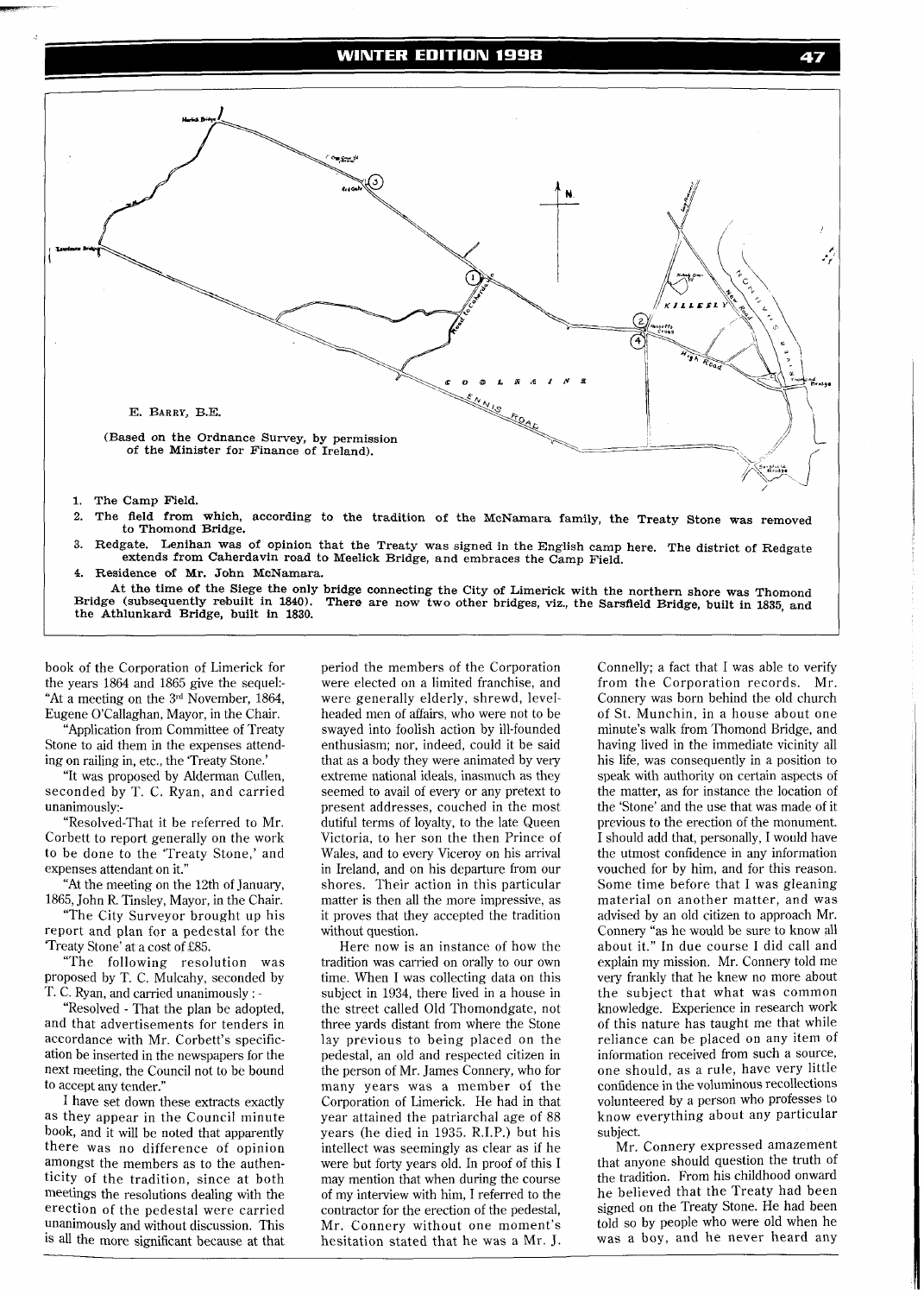E. BARRY, B.E.

(Based on the Ordnance Survey, by permission of the Minister for Finance of Ireland).

1. The Camp Field.
2. The field from which, according to the tradition of the McNamara family, the Treaty Stone was removed to Thomond Bridge.
3. Redgate. Lenihan was of opinion that the Treaty was signed in the English camp here. The district of Redgate extends from Caherdavin road to Meelick Bridge, and embraces the Camp Field.
4. Residence of Mr. John McNamara.

At the time of the Siege the only bridge connecting the City of Limerick with the northern shore was Thomond Bridge (subsequently rebuilt in 1840). There are now two other bridges, viz., the Sarsfield Bridge, built in 1835, and the Athlunkard Bridge, built in 1830.

book of the Corporation of Limerick for the years 1864 and 1865 give the sequel:- "At a meeting on the 3rd November, 1864, Eugene O'Callaghan, Mayor, in the Chair.

"Application from Committee of Treaty Stone to aid them in the expenses attending on railing in, etc., the 'Treaty Stone.'

"It was proposed by Alderman Cullen, seconded by T. C. Ryan, and carried unanimously:-

"Resolved-That it be referred to Mr. Corbett to report generally on the work to be done to the 'Treaty Stone,' and expenses attendant on it."

"At the meeting on the 12th of January, 1865, John R. Tinsley, Mayor, in the Chair.

"The City Surveyor brought up his report and plan for a pedestal for the 'Treaty Stone' at a cost of £85.

"The following resolution was proposed by T. C. Mulcahy, seconded by T. C. Ryan, and carried unanimously : -

"Resolved - That the plan be adopted, and that advertisements for tenders in accordance with Mr. Corbett's specification be inserted in the newspapers for the next meeting, the Council not to be bound to accept any tender."

I have set down these extracts exactly as they appear in the Council minute book, and it will be noted that apparently there was no difference of opinion amongst the members as to the authenticity of the tradition, since at both meetings the resolutions dealing with the erection of the pedestal were carried unanimously and without discussion. This is all the more significant because at that period the members of the Corporation were elected on a limited franchise, and were generally elderly, shrewd, level-headed men of affairs, who were not to be swayed into foolish action by ill-founded enthusiasm; nor, indeed, could it be said that as a body they were animated by very extreme national ideals, inasmuch as they seemed to avail of every or any pretext to present addresses, couched in the most dutiful terms of loyalty, to the late Queen Victoria, to her son the then Prince of Wales, and to every Viceroy on his arrival in Ireland, and on his departure from our shores. Their action in this particular matter is then all the more impressive, as it proves that they accepted the tradition without question.

Here now is an instance of how the tradition was carried on orally to our own time. When I was collecting data on this subject in 1934, there lived in a house in the street called Old Thomondgate, not three yards distant from where the Stone lay previous to being placed on the pedestal, an old and respected citizen in the person of Mr. James Connery, who for many years was a member of the Corporation of Limerick. He had in that year attained the patriarchal age of 88 years (he died in 1935. R.I.P.) but his intellect was seemingly as clear as if he were but forty years old. In proof of this I may mention that when during the course of my interview with him, I referred to the contractor for the erection of the pedestal, Mr. Connery without one moment's hesitation stated that he was a Mr. J. Connelly; a fact that I was able to verify from the Corporation records. Mr. Connery was born behind the old church of St. Munchin, in a house about one minute's walk from Thomond Bridge, and having lived in the immediate vicinity all his life, was consequently in a position to speak with authority on certain aspects of the matter, as for instance the location of the 'Stone' and the use that was made of it previous to the erection of the monument. I should add that, personally, I would have the utmost confidence in any information vouched for by him, and for this reason. Some time before that I was gleaning material on another matter, and was advised by an old citizen to approach Mr. Connery "as he would be sure to know all about it." In due course I did call and explain my mission. Mr. Connery told me very frankly that he knew no more about the subject that what was common knowledge. Experience in research work of this nature has taught me that while reliance can be placed on any item of information received from such a source, one should, as a rule, have very little confidence in the voluminous recollections volunteered by a person who professes to know everything about any particular subject.

Mr. Connery expressed amazement that anyone should question the truth of the tradition. From his childhood onward he believed that the Treaty had been signed on the Treaty Stone. He had been told so by people who were old when he was a boy, and he never heard any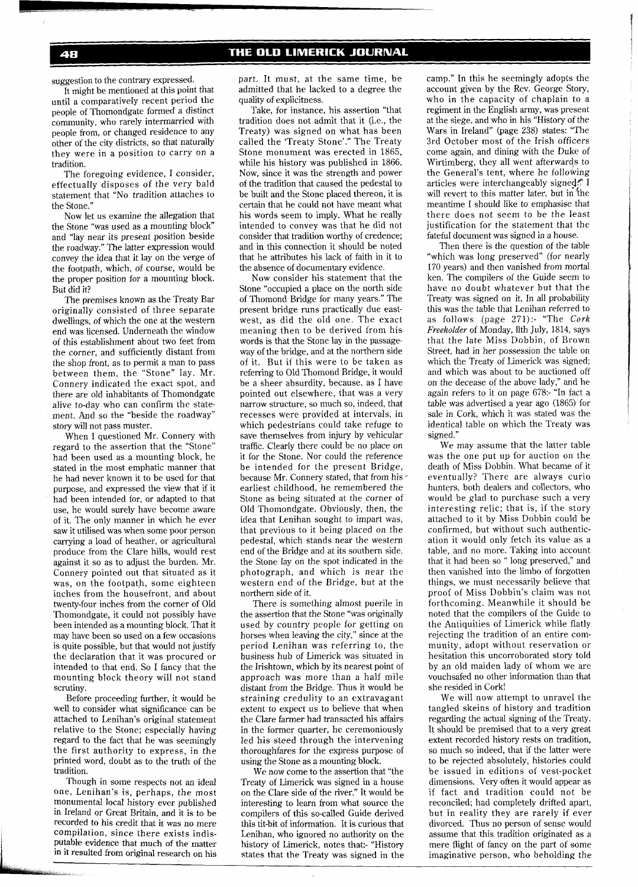suggestion to the contrary expressed.

It might be mentioned at this point that until a comparatively recent period the people of Thomondgate formed a distinct community, who rarely intermarried with people from, or changed residence to any other of the city districts, so that naturally they were in a position to carry on a tradition.

The foregoing evidence, I consider, effectually disposes of the very bald statement that "No tradition attaches to the Stone."

Now let us examine the allegation that the Stone "was used as a mounting block" and "lay near its present position beside the roadway." The latter expression would convey the idea that it lay on the verge of the footpath, which, of course, would be the proper position for a mounting block. But did it?

The premises known as the Treaty Bar originally consisted of three separate dwellings, of which the one at the western end was licensed. Underneath the window of this establishment about two feet from the corner, and sufficiently distant from the shop front, as to permit a man to pass between them, the "Stone" lay. Mr. Connery indicated the exact spot, and there are old inhabitants of Thomondgate alive to-day who can confirm the statement. And so the "beside the roadway" story will not pass muster.

When I questioned Mr. Connery with regard to the assertion that the "Stone" had been used as a mounting block, he stated in the most emphatic manner that he had never known it to be used for that purpose, and expressed the view that if it had been intended for, or adapted to that use, he would surely have become aware of it. The only manner in which he ever saw it utilised was when some poor person carrying a load of heather, or agricultural produce from the Clare hills, would rest against it so as to adjust the burden. Mr. Connery pointed out that situated as it was, on the footpath, some eighteen inches from the housefront, and about twenty-four inches from the corner of Old Thomondgate, it could not possibly have been intended as a mounting block. That it may have been so used on a few occasions is quite possible, but that would not justify the declaration that it was procured or intended to that end. So I fancy that the mounting block theory will not stand scrutiny.

Before proceeding further, it would be well to consider what significance can be attached to Lenihan's original statement relative to the Stone; especially having regard to the fact that he was seemingly the first authority to express, in the printed word, doubt as to the truth of the tradition.

Though in some respects not an ideal one, Lenihan's is, perhaps, the most monumental local history ever published in Ireland or Great Britain, and it is to be recorded to his credit that it was no mere compilation, since there exists indisputable evidence that much of the matter in it resulted from original research on his part. It must, at the same time, be admitted that he lacked to a degree the quality of explicitness.

Take, for instance, his assertion "that tradition does not admit that it (i.e., the Treaty) was signed on what has been called the 'Treaty Stone'." The Treaty Stone monument was erected in 1865, while his history was published in 1866. Now, since it was the strength and power of the tradition that caused the pedestal to be built and the Stone placed thereon, it is certain that he could not have meant what his words seem to imply. What he really intended to convey was that he did not consider that tradition worthy of credence; and in this connection it should be noted that he attributes his lack of faith in it to the absence of documentary evidence.

Now consider his statement that the Stone "occupied a place on the north side of Thomond Bridge for many years." The present bridge runs practically due east-west, as did the old one. The exact meaning then to be derived from his words is that the Stone lay in the passage-way of the bridge, and at the northern side of it. But if this were to be taken as referring to Old Thomond Bridge, it would be a sheer absurdity, because, as I have pointed out elsewhere, that was a very narrow structure, so much so, indeed, that recesses were provided at intervals, in which pedestrians could take refuge to save themselves from injury by vehicular traffic. Clearly there could be no place on it for the Stone. Nor could the reference be intended for the present Bridge, because Mr. Connery stated, that from his earliest childhood, he remembered the Stone as being situated at the corner of Old Thomondgate. Obviously, then, the idea that Lenihan sought to impart was, that previous to it being placed on the pedestal, which stands near the western end of the Bridge and at its southern side, the Stone lay on the spot indicated in the photograph, and which is near the western end of the Bridge, but at the northern side of it.

There is something almost puerile in the assertion that the Stone "was originally used by country people for getting on horses when leaving the city," since at the period Lenihan was referring to, the business hub of Limerick was situated in the Irishtown, which by its nearest point of approach was more than a half mile distant from the Bridge. Thus it would be straining credulity to an extravagant extent to expect us to believe that when the Clare farmer had transacted his affairs in the former quarter, he ceremoniously led his steed through the intervening thoroughfares for the express purpose of using the Stone as a mounting block.

We now come to the assertion that "the Treaty of Limerick was signed in a house on the Clare side of the river." It would be interesting to learn from what source the compilers of this so-called Guide derived this tit-bit of information. It is curious that Lenihan, who ignored no authority on the history of Limerick, notes that:- "History states that the Treaty was signed in the camp." In this he seemingly adopts the account given by the Rev. George Story, who in the capacity of chaplain to a regiment in the English army, was present at the siege, and who in his "History of the Wars in Ireland" (page 238) states: "The 3rd October most of the Irish officers come again, and dining with the Duke of Wirtimberg, they all went afterwards to the General's tent, where he following articles were interchangeably signed." I will revert to this matter later, but in the meantime I should like to emphasise that there does not seem to be the least justification for the statement that the fateful document was signed in a house.

Then there is the question of the table "which was long preserved" (for nearly 170 years) and then vanished from mortal ken. The compilers of the Guide seem to have no doubt whatever but that the Treaty was signed on it. In all probability this was the table that Lenihan referred to as follows (page 271):- "The *Cork Freeholder* of Monday, llth July, 1814, says that the late Miss Dobbin, of Brown Street, had in her possession the table on which the Treaty of Limerick was signed; and which was about to be auctioned off on the decease of the above lady," and he again refers to it on page 678:- "In fact a table was advertised a year ago (1865) for sale in Cork, which it was stated was the identical table on which the Treaty was signed."

We may assume that the latter table was the one put up for auction on the death of Miss Dobbin. What became of it eventually? There are always curio hunters, both dealers and collectors, who would be glad to purchase such a very interesting relic; that is, if the story attached to it by Miss Dobbin could be confirmed, but without such authentication it would only fetch its value as a table, and no more. Taking into account that it had been so " long preserved," and then vanished into the limbo of forgotten things, we must necessarily believe that proof of Miss Dobbin's claim was not forthcoming. Meanwhile it should be noted that the compilers of the Guide to the Antiquities of Limerick while flatly rejecting the tradition of an entire community, adopt without reservation or hesitation this uncorroborated story told by an old maiden lady of whom we are vouchsafed no other information than that she resided in Cork!

We will now attempt to unravel the tangled skeins of history and tradition regarding the actual signing of the Treaty. It should be premised that to a very great extent recorded history rests on tradition, so much so indeed, that if the latter were to be rejected absolutely, histories could be issued in editions of vest-pocket dimensions. Very often it would appear as if fact and tradition could not be reconciled; had completely drifted apart, but in reality they are rarely if ever divorced. Thus no person of sense would assume that this tradition originated as a mere flight of fancy on the part of some imaginative person, who beholding the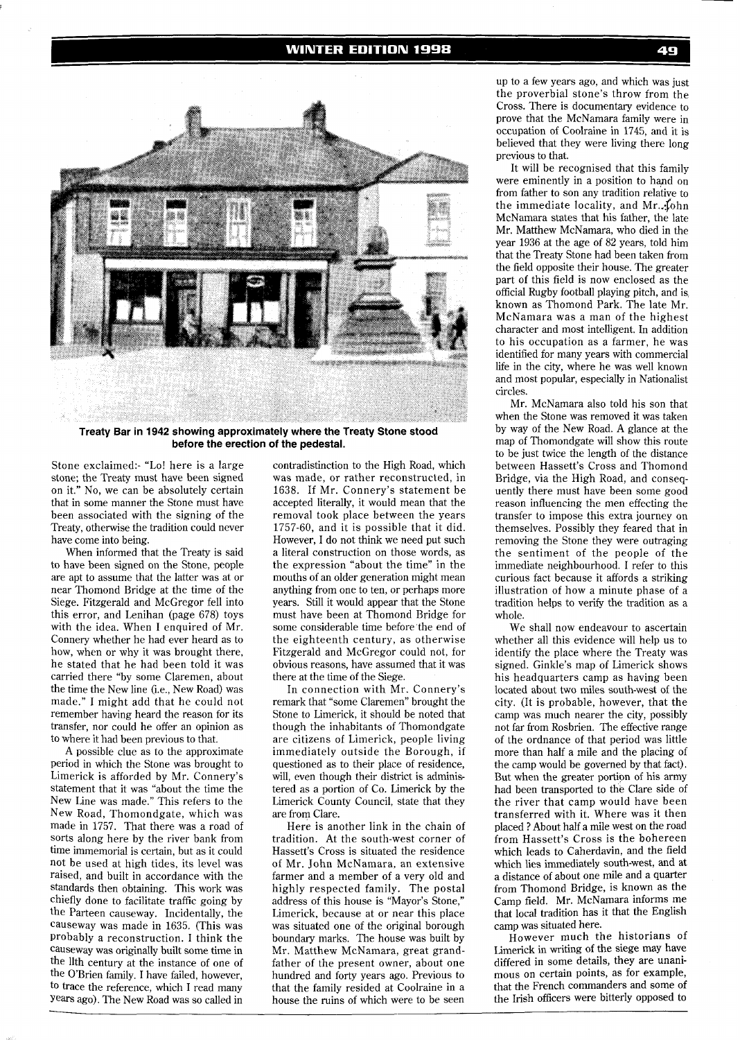Treaty Bar in 1942 showing approximately where the Treaty Stone stood before the erection of the pedestal.

Stone exclaimed:- "Lo! here is a large stone; the Treaty must have been signed on it." No, we can be absolutely certain that in some manner the Stone must have been associated with the signing of the Treaty, otherwise the tradition could never have come into being.

When informed that the Treaty is said to have been signed on the Stone, people are apt to assume that the latter was at or near Thomond Bridge at the time of the Siege. Fitzgerald and McGregor fell into this error, and Lenihan (page 678) toys with the idea. When I enquired of Mr. Connery whether he had ever heard as to how, when or why it was brought there, he stated that he had been told it was carried there "by some Claremen, about the time the New line (i.e., New Road) was made." I might add that he could not remember having heard the reason for its transfer, nor could he offer an opinion as to where it had been previous to that.

A possible clue as to the approximate period in which the Stone was brought to Limerick is afforded by Mr. Connery's statement that it was "about the time the New Line was made." This refers to the New Road, Thomondgate, which was made in 1757. That there was a road of sorts along here by the river bank from time immemorial is certain, but as it could not be used at high tides, its level was raised, and built in accordance with the standards then obtaining. This work was chiefly done to facilitate traffic going by the Parteen causeway. Incidentally, the causeway was made in 1635. (This was probably a reconstruction. I think the causeway was originally built some time in the llth century at the instance of one of the O'Brien family. I have failed, however, to trace the reference, which I read many years ago). The New Road was so called in contradistinction to the High Road, which was made, or rather reconstructed, in 1638. If Mr. Connery's statement be accepted literally, it would mean that the removal took place between the years 1757-60, and it is possible that it did. However, I do not think we need put such a literal construction on those words, as the expression "about the time" in the mouths of an older generation might mean anything from one to ten, or perhaps more years. Still it would appear that the Stone must have been at Thomond Bridge for some considerable time before the end of the eighteenth century, as otherwise Fitzgerald and McGregor could not, for obvious reasons, have assumed that it was there at the time of the Siege.

In connection with Mr. Connery's remark that "some Claremen" brought the Stone to Limerick, it should be noted that though the inhabitants of Thomondgate are citizens of Limerick, people living immediately outside the Borough, if questioned as to their place of residence, will, even though their district is administered as a portion of Co. Limerick by the Limerick County Council, state that they are from Clare.

Here is another link in the chain of tradition. At the south-west corner of Hassett's Cross is situated the residence of Mr. John McNamara, an extensive farmer and a member of a very old and highly respected family. The postal address of this house is "Mayor's Stone," Limerick, because at or near this place was situated one of the original borough boundary marks. The house was built by Mr. Matthew McNamara, great grandfather of the present owner, about one hundred and forty years ago. Previous to that the family resided at Coolraine in a house the ruins of which were to be seen up to a few years ago, and which was just the proverbial stone's throw from the Cross. There is documentary evidence to prove that the McNamara family were in occupation of Coolraine in 1745, and it is believed that they were living there long previous to that.

It will be recognised that this family were eminently in a position to hand on from father to son any tradition relative to the immediate locality, and Mr. John McNamara states that his father, the late Mr. Matthew McNamara, who died in the year 1936 at the age of 82 years, told him that the Treaty Stone had been taken from the field opposite their house. The greater part of this field is now enclosed as the official Rugby football playing pitch, and is known as Thomond Park. The late Mr. McNamara was a man of the highest character and most intelligent. In addition to his occupation as a farmer, he was identified for many years with commercial life in the city, where he was well known and most popular, especially in Nationalist circles.

Mr. McNamara also told his son that when the Stone was removed it was taken by way of the New Road. A glance at the map of Thomondgate will show this route to be just twice the length of the distance between Hassett's Cross and Thomond Bridge, via the High Road, and consequently there must have been some good reason influencing the men effecting the transfer to impose this extra journey on themselves. Possibly they feared that in removing the Stone they were outraging the sentiment of the people of the immediate neighbourhood. I refer to this curious fact because it affords a striking illustration of how a minute phase of a tradition helps to verify the tradition as a whole.

We shall now endeavour to ascertain whether all this evidence will help us to identify the place where the Treaty was signed. Ginkle's map of Limerick shows his headquarters camp as having been located about two miles south-west of the city. (It is probable, however, that the camp was much nearer the city, possibly not far from Rosbrien. The effective range of the ordnance of that period was little more than half a mile and the placing of the camp would be governed by that fact). But when the greater portion of his army had been transported to the Clare side of the river that camp would have been transferred with it. Where was it then placed ? About half a mile west on the road from Hassett's Cross is the bohereen which leads to Caherdavin, and the field which lies immediately south-west, and at a distance of about one mile and a quarter from Thomond Bridge, is known as the Camp field. Mr. McNamara informs me that local tradition has it that the English camp was situated here.

However much the historians of Limerick in writing of the siege may have differed in some details, they are unanimous on certain points, as for example, that the French commanders and some of the Irish officers were bitterly opposed to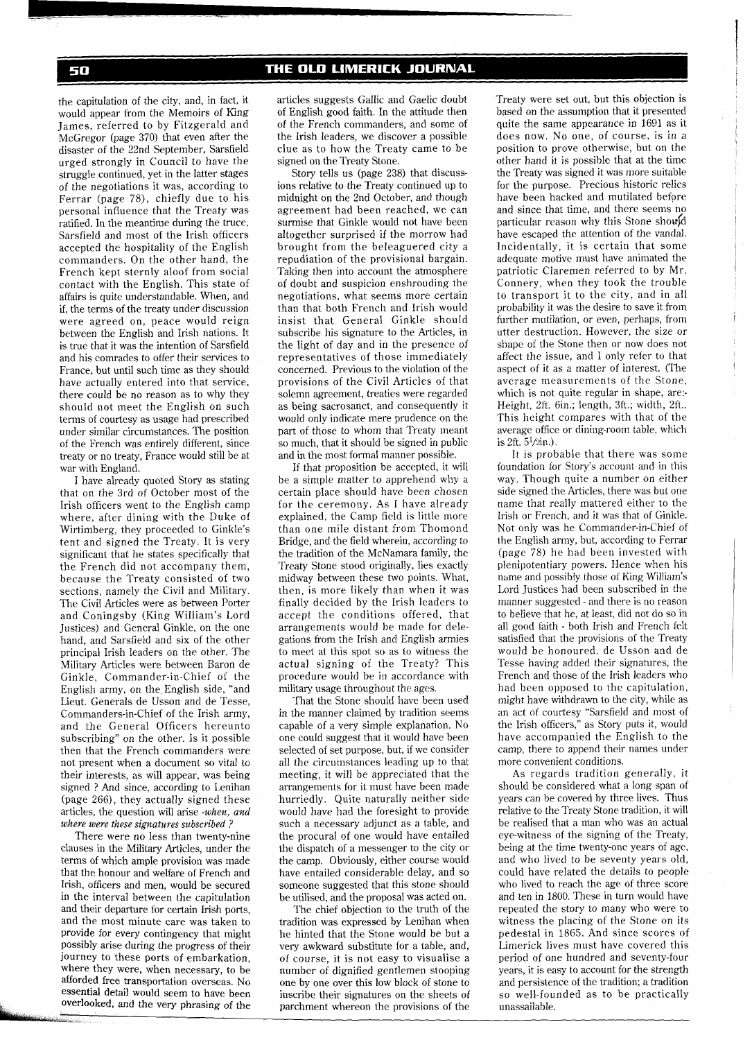the capitulation of the city, and, in fact, it would appear from the Memoirs of King James, referred to by Fitzgerald and McGregor (page 370) that even after the disaster of the 22nd September, Sarsfield urged strongly in Council to have the struggle continued, yet in the latter stages of the negotiations it was, according to Ferrar (page 78), chiefly due to his personal influence that the Treaty was ratified. In the meantime during the truce, Sarsfield and most of the Irish officers accepted the hospitality of the English commanders. On the other hand, the French kept sternly aloof from social contact with the English. This state of affairs is quite understandable. When, and if, the terms of the treaty under discussion were agreed on, peace would reign between the English and Irish nations. It is true that it was the intention of Sarsfield and his comrades to offer their services to France, but until such time as they should have actually entered into that service, there could be no reason as to why they should not meet the English on such terms of courtesy as usage had prescribed under similar circumstances. The position of the French was entirely different, since treaty or no treaty, France would still be at war with England.

I have already quoted Story as stating that on the 3rd of October most of the Irish officers went to the English camp where, after dining with the Duke of Wirtimberg, they proceeded to Ginkle's tent and signed the Treaty. It is very significant that he states specifically that the French did not accompany them, because the Treaty consisted of two sections, namely the Civil and Military. The Civil Articles were as between Porter and Coningsby (King William's Lord Justices) and General Ginkle, on the one hand, and Sarsfield and six of the other principal Irish leaders on the other. The Military Articles were between Baron de Ginkle, Commander-in-Chief of the English army, on the English side, "and Lieut. Generals de Usson and de Tesse, Commanders-in-Chief of the Irish army, and the General Officers hereunto subscribing" on the other. Is it possible then that the French commanders were not present when a document so vital to their interests, as will appear, was being signed ? And since, according to Lenihan (page 266), they actually signed these articles, the question will arise *-when, and where were these signatures subscribed ?*

There were no less than twenty-nine clauses in the Military Articles, under the terms of which ample provision was made that the honour and welfare of French and Irish, officers and men, would be secured in the interval between the capitulation and their departure for certain Irish ports, and the most minute care was taken to provide for every contingency that might possibly arise during the progress of their journey to these ports of embarkation, where they were, when necessary, to be afforded free transportation overseas. No essential detail would seem to have been overlooked, and the very phrasing of the articles suggests Gallic and Gaelic doubt of English good faith. In the attitude then of the French commanders, and some of the Irish leaders, we discover a possible clue as to how the Treaty came to be signed on the Treaty Stone.

Story tells us (page 238) that discussions relative to the Treaty continued up to midnight on the 2nd October, and though agreement had been reached, we can surmise that Ginkle would not have been altogether surprised if the morrow had brought from the beleaguered city a repudiation of the provisional bargain. Taking then into account the atmosphere of doubt and suspicion enshrouding the negotiations, what seems more certain than that both French and Irish would insist that General Ginkle should subscribe his signature to the Articles, in the light of day and in the presence of representatives of those immediately concerned. Previous to the violation of the provisions of the Civil Articles of that solemn agreement, treaties were regarded as being sacrosanct, and consequently it would only indicate mere prudence on the part of those to whom that Treaty meant so much, that it should be signed in public and in the most formal manner possible.

If that proposition be accepted, it will be a simple matter to apprehend why a certain place should have been chosen for the ceremony. As I have already explained, the Camp field is little more than one mile distant from Thomond Bridge, and the field wherein, according to the tradition of the McNamara family, the Treaty Stone stood originally, lies exactly midway between these two points. What, then, is more likely than when it was finally decided by the Irish leaders to accept the conditions offered, that arrangements would be made for delegations from the Irish and English armies to meet at this spot so as to witness the actual signing of the Treaty? This procedure would be in accordance with military usage throughout the ages.

That the Stone should have been used in the manner claimed by tradition seems capable of a very simple explanation. No one could suggest that it would have been selected of set purpose, but, if we consider all the circumstances leading up to that meeting, it will be appreciated that the arrangements for it must have been made hurriedly. Quite naturally neither side would have had the foresight to provide such a necessary adjunct as a table, and the procural of one would have entailed the dispatch of a messenger to the city or the camp. Obviously, either course would have entailed considerable delay, and so someone suggested that this stone should be utilised, and the proposal was acted on.

The chief objection to the truth of the tradition was expressed by Lenihan when he hinted that the Stone would be but a very awkward substitute for a table, and, of course, it is not easy to visualise a number of dignified gentlemen stooping one by one over this low block of stone to inscribe their signatures on the sheets of parchment whereon the provisions of the Treaty were set out, but this objection is based on the assumption that it presented quite the same appearance in 1691 as it does now. No one, of course, is in a position to prove otherwise, but on the other hand it is possible that at the time the Treaty was signed it was more suitable for the purpose. Precious historic relics have been hacked and mutilated before and since that time, and there seems no particular reason why this Stone should have escaped the attention of the vandal. Incidentally, it is certain that some adequate motive must have animated the patriotic Claremen referred to by Mr. Connery, when they took the trouble to transport it to the city, and in all probability it was the desire to save it from further mutilation, or even, perhaps, from utter destruction. However, the size or shape of the Stone then or now does not affect the issue, and I only refer to that aspect of it as a matter of interest. (The average measurements of the Stone, which is not quite regular in shape, are:- Height, 2ft. 6in.; length, 3ft.; width, 2ft.. This height compares with that of the average office or dining-room table, which is 2ft. 5½in.).

It is probable that there was some foundation for Story's account and in this way. Though quite a number on either side signed the Articles, there was but one name that really mattered either to the Irish or French, and it was that of Ginkle. Not only was he Commander-in-Chief of the English army, but, according to Ferrar (page 78) he had been invested with plenipotentiary powers. Hence when his name and possibly those of King William's Lord Justices had been subscribed in the manner suggested - and there is no reason to believe that he, at least, did not do so in all good faith - both Irish and French felt satisfied that the provisions of the Treaty would be honoured. de Usson and de Tesse having added their signatures, the French and those of the Irish leaders who had been opposed to the capitulation, might have withdrawn to the city, while as an act of courtesy "Sarsfield and most of the Irish officers," as Story puts it, would have accompanied the English to the camp, there to append their names under more convenient conditions.

As regards tradition generally, it should be considered what a long span of years can be covered by three lives. Thus relative to the Treaty Stone tradition, it will be realised that a man who was an actual eye-witness of the signing of the Treaty, being at the time twenty-one years of age, and who lived to be seventy years old, could have related the details to people who lived to reach the age of three score and ten in 1800. These in turn would have repeated the story to many who were to witness the placing of the Stone on its pedestal in 1865. And since scores of Limerick lives must have covered this period of one hundred and seventy-four years, it is easy to account for the strength and persistence of the tradition; a tradition so well-founded as to be practically unassailable.